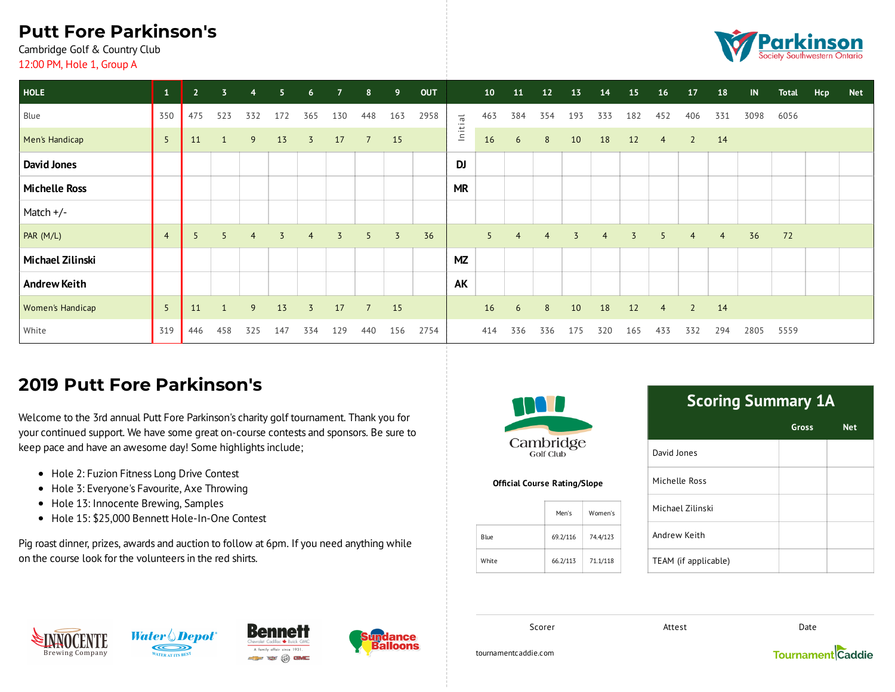# Putt Fore Parkinson's

Cambridge Golf & Country Club

12:00 PM, Hole 1, Group A

Parkinson Society Southwestern Ontario

| HOLE | 1 | 2 | 3 | 4 | 5 | 6 | 7 | 8 | 9 | OUT | | 10 | 11 | 12 | 13 | 14 | 15 | 16 | 17 | 18 | IN | Total | Hcp | Net |
|---|---|---|---|---|---|---|---|---|---|---|---|---|---|---|---|---|---|---|---|---|---|---|---|---|
| Blue | 350 | 475 | 523 | 332 | 172 | 365 | 130 | 448 | 163 | 2958 | Initial | 463 | 384 | 354 | 193 | 333 | 182 | 452 | 406 | 331 | 3098 | 6056 | | |
| Men's Handicap | 5 | 11 | 1 | 9 | 13 | 3 | 17 | 7 | 15 | | | 16 | 6 | 8 | 10 | 18 | 12 | 4 | 2 | 14 | | | | |
| **David Jones** | | | | | | | | | | | DJ | | | | | | | | | | | | | |
| **Michelle Ross** | | | | | | | | | | | MR | | | | | | | | | | | | | |
| Match +/- | | | | | | | | | | | | | | | | | | | | | | | | |
| PAR (M/L) | 4 | 5 | 5 | 4 | 3 | 4 | 3 | 5 | 3 | 36 | | 5 | 4 | 4 | 3 | 4 | 3 | 5 | 4 | 4 | 36 | 72 | | |
| **Michael Zilinski** | | | | | | | | | | | MZ | | | | | | | | | | | | | |
| **Andrew Keith** | | | | | | | | | | | AK | | | | | | | | | | | | | |
| Women's Handicap | 5 | 11 | 1 | 9 | 13 | 3 | 17 | 7 | 15 | | | 16 | 6 | 8 | 10 | 18 | 12 | 4 | 2 | 14 | | | | |
| White | 319 | 446 | 458 | 325 | 147 | 334 | 129 | 440 | 156 | 2754 | | 414 | 336 | 336 | 175 | 320 | 165 | 433 | 332 | 294 | 2805 | 5559 | | |

## 2019 Putt Fore Parkinson's

Welcome to the 3rd annual Putt Fore Parkinson's charity golf tournament. Thank you for your continued support. We have some great on-course contests and sponsors. Be sure to keep pace and have an awesome day! Some highlights include;

- Hole 2: Fuzion Fitness Long Drive Contest
- Hole 3: Everyone's Favourite, Axe Throwing
- Hole 13: Innocente Brewing, Samples
- Hole 15: $25,000 Bennett Hole-In-One Contest

Pig roast dinner, prizes, awards and auction to follow at 6pm. If you need anything while on the course look for the volunteers in the red shirts.

Innocente Brewing Company · Water Depot · Bennett · Sundance Balloons

Cambridge Golf Club

**Official Course Rating/Slope**

| | Men's | Women's |
|---|---|---|
| Blue | 69.2/116 | 74.4/123 |
| White | 66.2/113 | 71.1/118 |

### Scoring Summary 1A

| | Gross | Net |
|---|---|---|
| David Jones | | |
| Michelle Ross | | |
| Michael Zilinski | | |
| Andrew Keith | | |
| TEAM (if applicable) | | |

Scorer Attest Date

tournamentcaddie.com

TournamentCaddie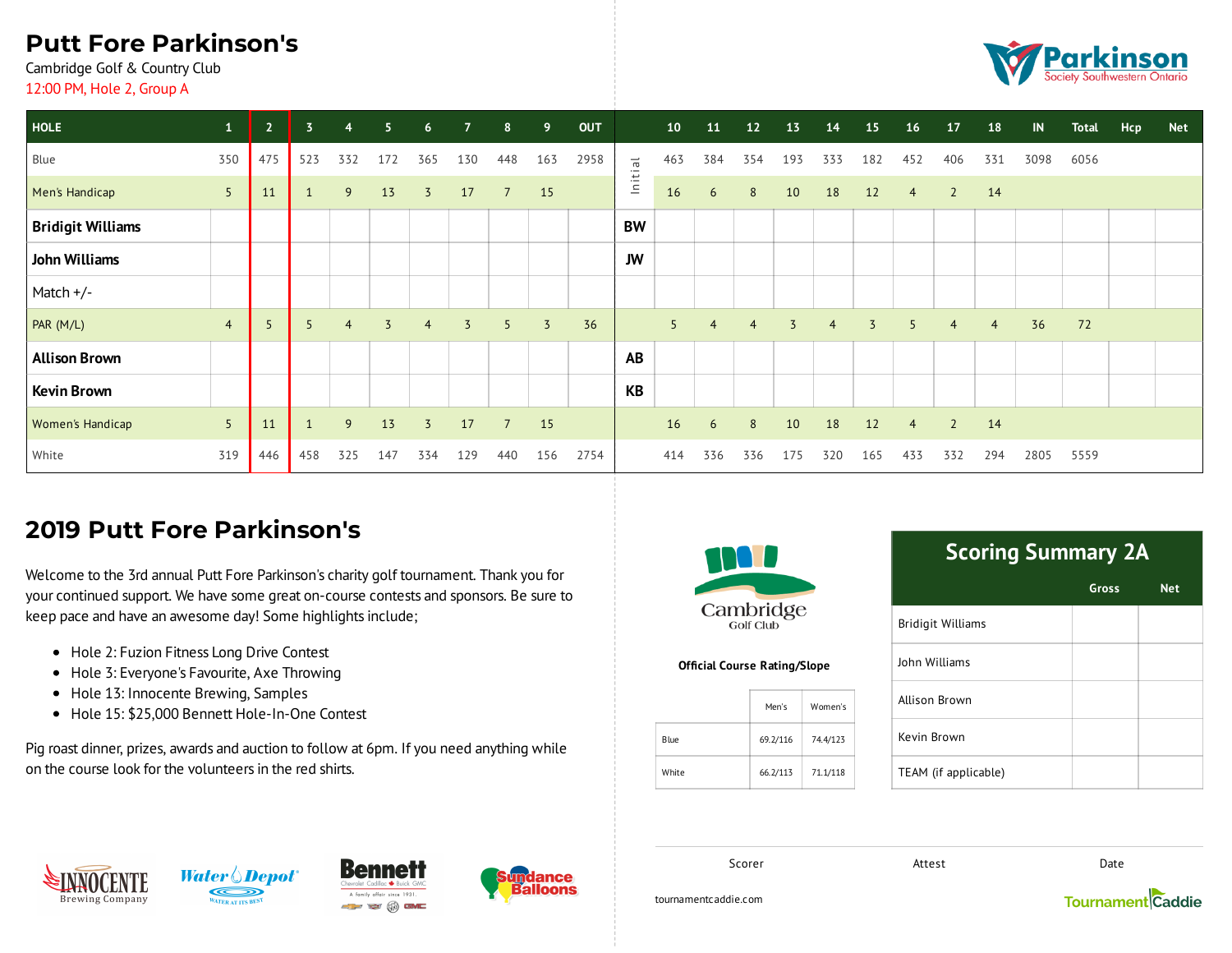# Putt Fore Parkinson's

Cambridge Golf & Country Club

12:00 PM, Hole 2, Group A

Parkinson Society Southwestern Ontario

| HOLE | 1 | 2 | 3 | 4 | 5 | 6 | 7 | 8 | 9 | OUT | | 10 | 11 | 12 | 13 | 14 | 15 | 16 | 17 | 18 | IN | Total | Hcp | Net |
|---|---|---|---|---|---|---|---|---|---|---|---|---|---|---|---|---|---|---|---|---|---|---|---|---|
| Blue | 350 | 475 | 523 | 332 | 172 | 365 | 130 | 448 | 163 | 2958 | Initial | 463 | 384 | 354 | 193 | 333 | 182 | 452 | 406 | 331 | 3098 | 6056 | | |
| Men's Handicap | 5 | 11 | 1 | 9 | 13 | 3 | 17 | 7 | 15 | | | 16 | 6 | 8 | 10 | 18 | 12 | 4 | 2 | 14 | | | | |
| **Bridigit Williams** | | | | | | | | | | | **BW** | | | | | | | | | | | | | |
| **John Williams** | | | | | | | | | | | **JW** | | | | | | | | | | | | | |
| Match +/- | | | | | | | | | | | | | | | | | | | | | | | | |
| PAR (M/L) | 4 | 5 | 5 | 4 | 3 | 4 | 3 | 5 | 3 | 36 | | 5 | 4 | 4 | 3 | 4 | 3 | 5 | 4 | 4 | 36 | 72 | | |
| **Allison Brown** | | | | | | | | | | | **AB** | | | | | | | | | | | | | |
| **Kevin Brown** | | | | | | | | | | | **KB** | | | | | | | | | | | | | |
| Women's Handicap | 5 | 11 | 1 | 9 | 13 | 3 | 17 | 7 | 15 | | | 16 | 6 | 8 | 10 | 18 | 12 | 4 | 2 | 14 | | | | |
| White | 319 | 446 | 458 | 325 | 147 | 334 | 129 | 440 | 156 | 2754 | | 414 | 336 | 336 | 175 | 320 | 165 | 433 | 332 | 294 | 2805 | 5559 | | |

## 2019 Putt Fore Parkinson's

Welcome to the 3rd annual Putt Fore Parkinson's charity golf tournament. Thank you for your continued support. We have some great on-course contests and sponsors. Be sure to keep pace and have an awesome day! Some highlights include;

- Hole 2: Fuzion Fitness Long Drive Contest
- Hole 3: Everyone's Favourite, Axe Throwing
- Hole 13: Innocente Brewing, Samples
- Hole 15: $25,000 Bennett Hole-In-One Contest

Pig roast dinner, prizes, awards and auction to follow at 6pm. If you need anything while on the course look for the volunteers in the red shirts.

Innocente Brewing Company · Water Depot · Bennett · Sundance Balloons

Cambridge Golf Club

**Official Course Rating/Slope**

| | Men's | Women's |
|---|---|---|
| Blue | 69.2/116 | 74.4/123 |
| White | 66.2/113 | 71.1/118 |

## Scoring Summary 2A

| | Gross | Net |
|---|---|---|
| Bridigit Williams | | |
| John Williams | | |
| Allison Brown | | |
| Kevin Brown | | |
| TEAM (if applicable) | | |

Scorer | Attest | Date

tournamentcaddie.com

TournamentCaddie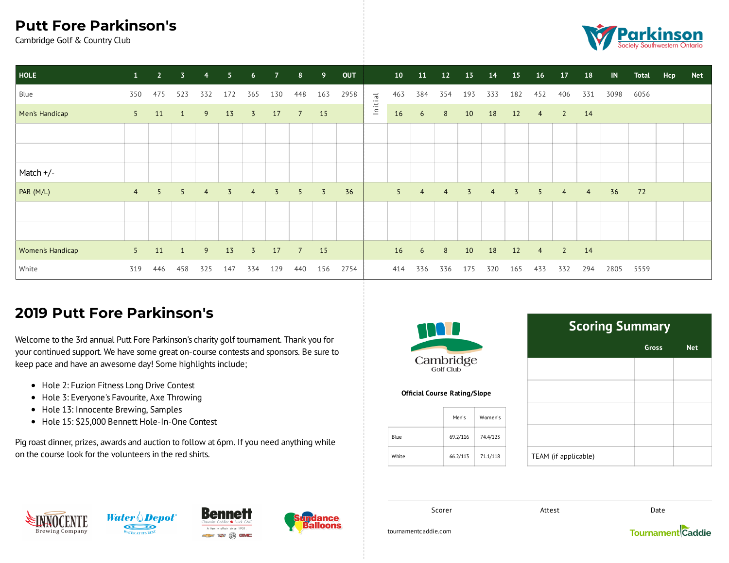# Putt Fore Parkinson's

Cambridge Golf & Country Club

Parkinson Society Southwestern Ontario

| HOLE | 1 | 2 | 3 | 4 | 5 | 6 | 7 | 8 | 9 | OUT | | 10 | 11 | 12 | 13 | 14 | 15 | 16 | 17 | 18 | IN | Total | Hcp | Net |
|---|---|---|---|---|---|---|---|---|---|---|---|---|---|---|---|---|---|---|---|---|---|---|---|---|
| Blue | 350 | 475 | 523 | 332 | 172 | 365 | 130 | 448 | 163 | 2958 | Initial | 463 | 384 | 354 | 193 | 333 | 182 | 452 | 406 | 331 | 3098 | 6056 | | |
| Men's Handicap | 5 | 11 | 1 | 9 | 13 | 3 | 17 | 7 | 15 | | | 16 | 6 | 8 | 10 | 18 | 12 | 4 | 2 | 14 | | | | |
| | | | | | | | | | | | | | | | | | | | | | | | | |
| | | | | | | | | | | | | | | | | | | | | | | | | |
| Match +/- | | | | | | | | | | | | | | | | | | | | | | | | |
| PAR (M/L) | 4 | 5 | 5 | 4 | 3 | 4 | 3 | 5 | 3 | 36 | | 5 | 4 | 4 | 3 | 4 | 3 | 5 | 4 | 4 | 36 | 72 | | |
| | | | | | | | | | | | | | | | | | | | | | | | | |
| | | | | | | | | | | | | | | | | | | | | | | | | |
| Women's Handicap | 5 | 11 | 1 | 9 | 13 | 3 | 17 | 7 | 15 | | | 16 | 6 | 8 | 10 | 18 | 12 | 4 | 2 | 14 | | | | |
| White | 319 | 446 | 458 | 325 | 147 | 334 | 129 | 440 | 156 | 2754 | | 414 | 336 | 336 | 175 | 320 | 165 | 433 | 332 | 294 | 2805 | 5559 | | |

## 2019 Putt Fore Parkinson's

Welcome to the 3rd annual Putt Fore Parkinson's charity golf tournament. Thank you for your continued support. We have some great on-course contests and sponsors. Be sure to keep pace and have an awesome day! Some highlights include;

- Hole 2: Fuzion Fitness Long Drive Contest
- Hole 3: Everyone's Favourite, Axe Throwing
- Hole 13: Innocente Brewing, Samples
- Hole 15: $25,000 Bennett Hole-In-One Contest

Pig roast dinner, prizes, awards and auction to follow at 6pm. If you need anything while on the course look for the volunteers in the red shirts.

Innocente Brewing Company | Water Depot | Bennett | Sundance Balloons

Cambridge Golf Club

**Official Course Rating/Slope**

| | Men's | Women's |
|---|---|---|
| Blue | 69.2/116 | 74.4/123 |
| White | 66.2/113 | 71.1/118 |

**Scoring Summary**

| | Gross | Net |
|---|---|---|
| | | |
| | | |
| | | |
| | | |
| TEAM (if applicable) | | |

Scorer | Attest | Date

tournamentcaddie.com

TournamentCaddie